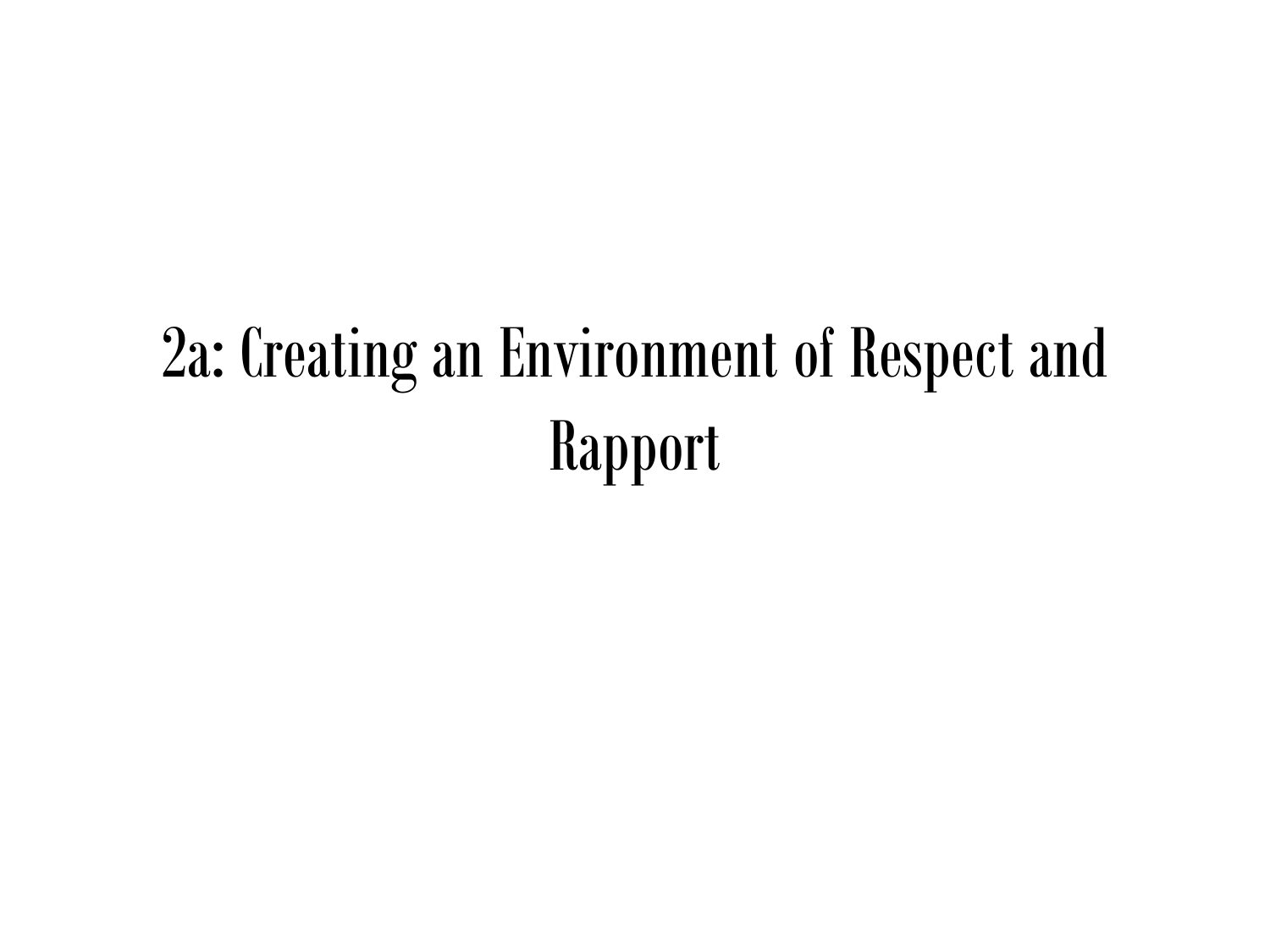# 2a: Creating an Environment of Respect and Rapport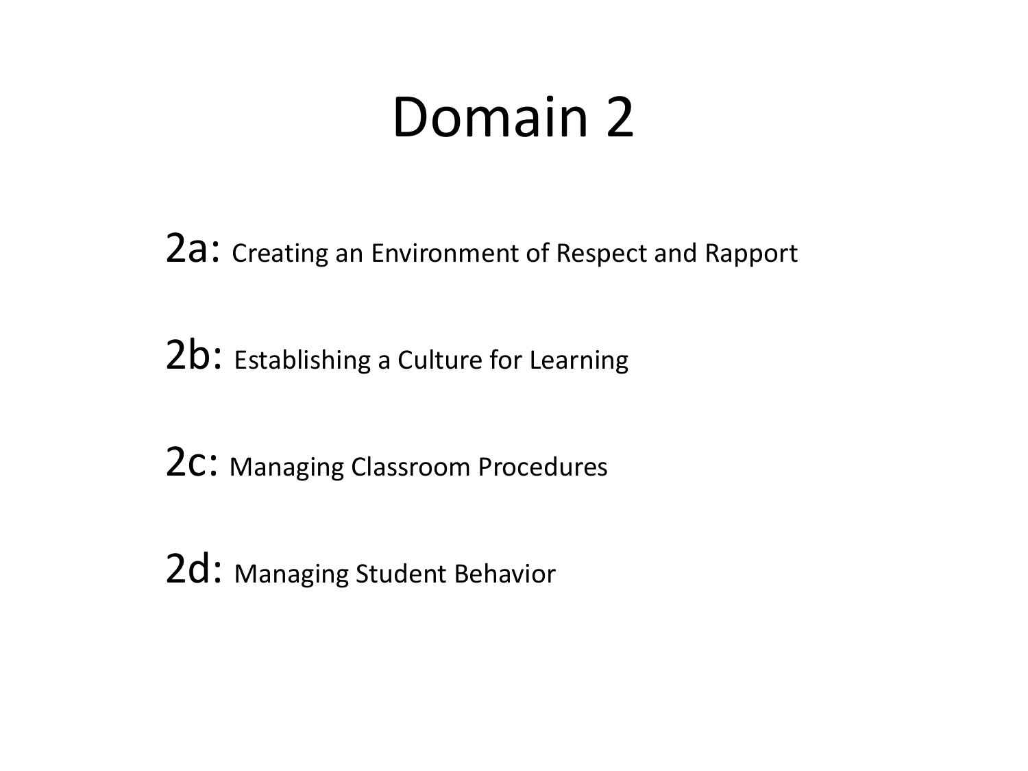# Domain 2

2a: Creating an Environment of Respect and Rapport

2b: Establishing a Culture for Learning

2c: Managing Classroom Procedures

2d: Managing Student Behavior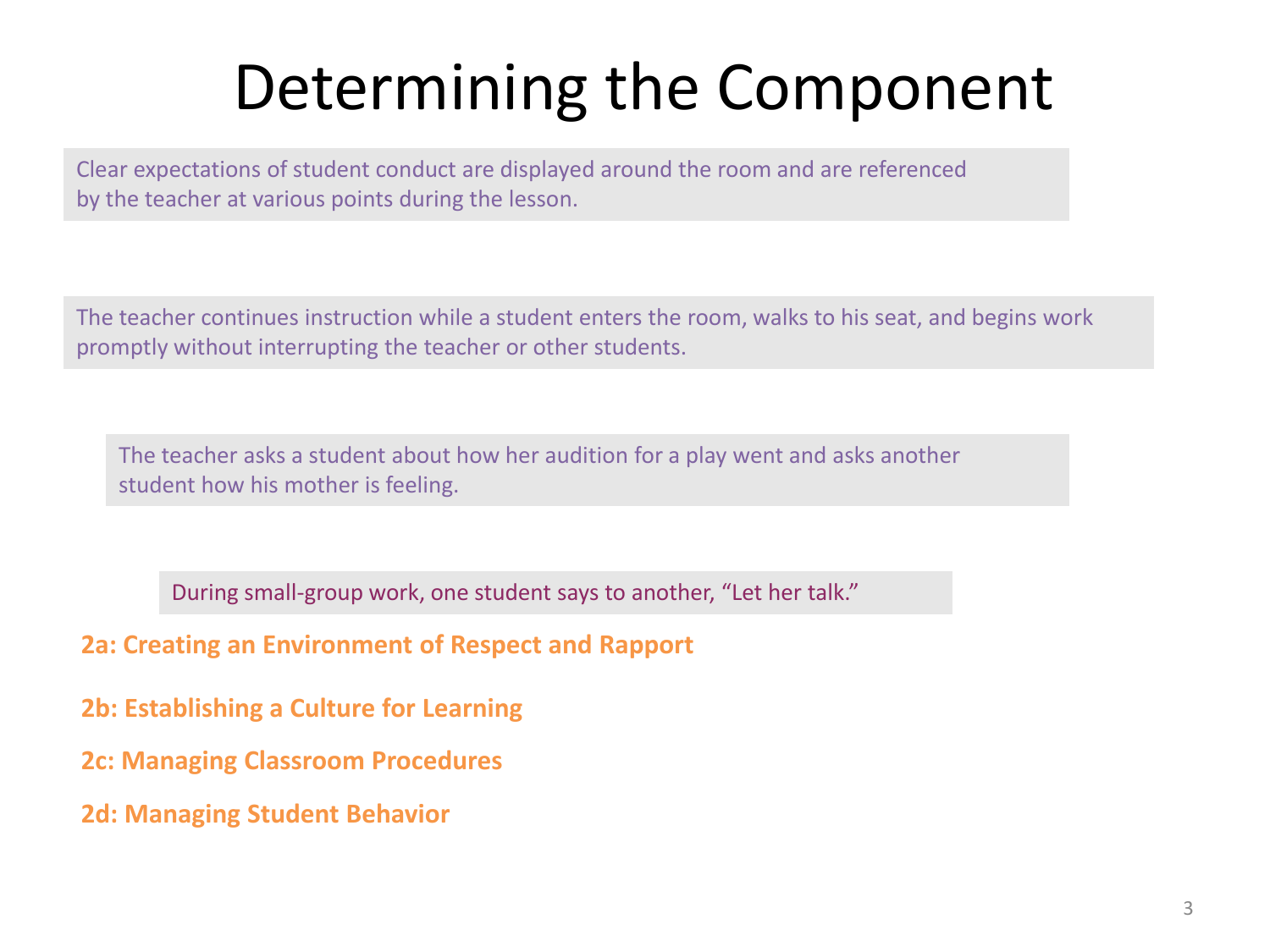# Determining the Component

Clear expectations of student conduct are displayed around the room and are referenced by the teacher at various points during the lesson.

The teacher continues instruction while a student enters the room, walks to his seat, and begins work promptly without interrupting the teacher or other students.

The teacher asks a student about how her audition for a play went and asks another student how his mother is feeling.

During small-group work, one student says to another, "Let her talk."

**2a: Creating an Environment of Respect and Rapport**

**2b: Establishing a Culture for Learning**

**2c: Managing Classroom Procedures**

**2d: Managing Student Behavior**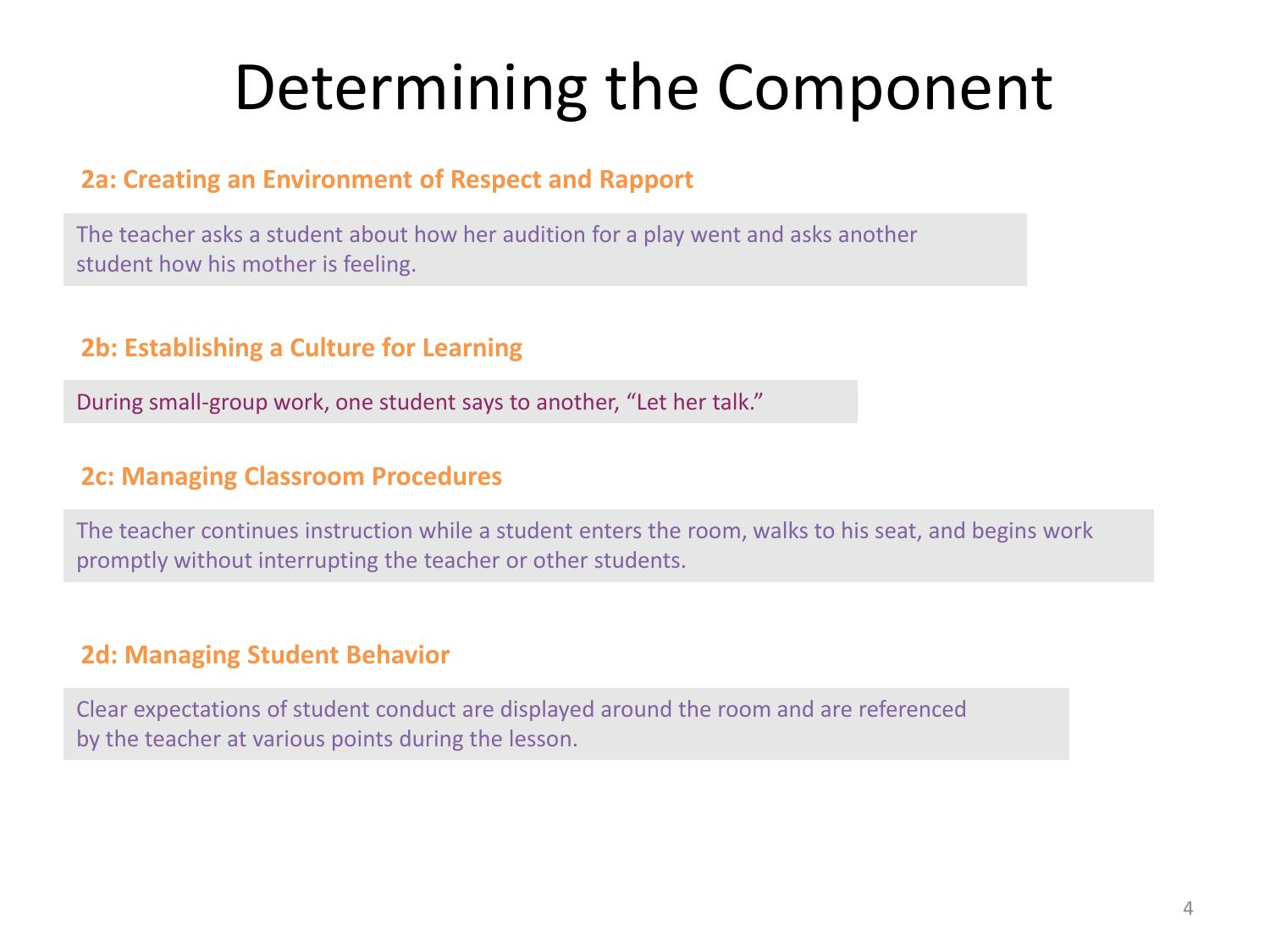# Determining the Component

**2a: Creating an Environment of Respect and Rapport**

The teacher asks a student about how her audition for a play went and asks another student how his mother is feeling.

**2b: Establishing a Culture for Learning**

During small-group work, one student says to another, "Let her talk."

**2c: Managing Classroom Procedures**

The teacher continues instruction while a student enters the room, walks to his seat, and begins work promptly without interrupting the teacher or other students.

**2d: Managing Student Behavior**

Clear expectations of student conduct are displayed around the room and are referenced by the teacher at various points during the lesson.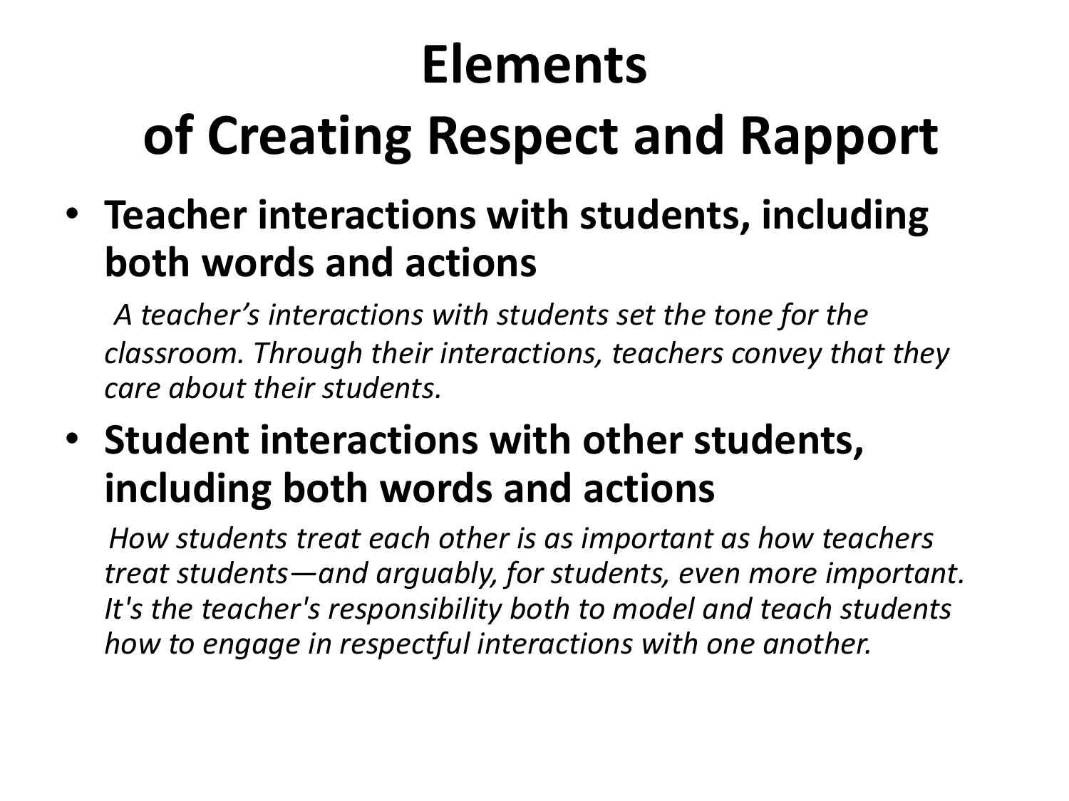# Elements of Creating Respect and Rapport

- **Teacher interactions with students, including both words and actions**

  *A teacher's interactions with students set the tone for the classroom. Through their interactions, teachers convey that they care about their students.*

- **Student interactions with other students, including both words and actions**

  *How students treat each other is as important as how teachers treat students—and arguably, for students, even more important. It's the teacher's responsibility both to model and teach students how to engage in respectful interactions with one another.*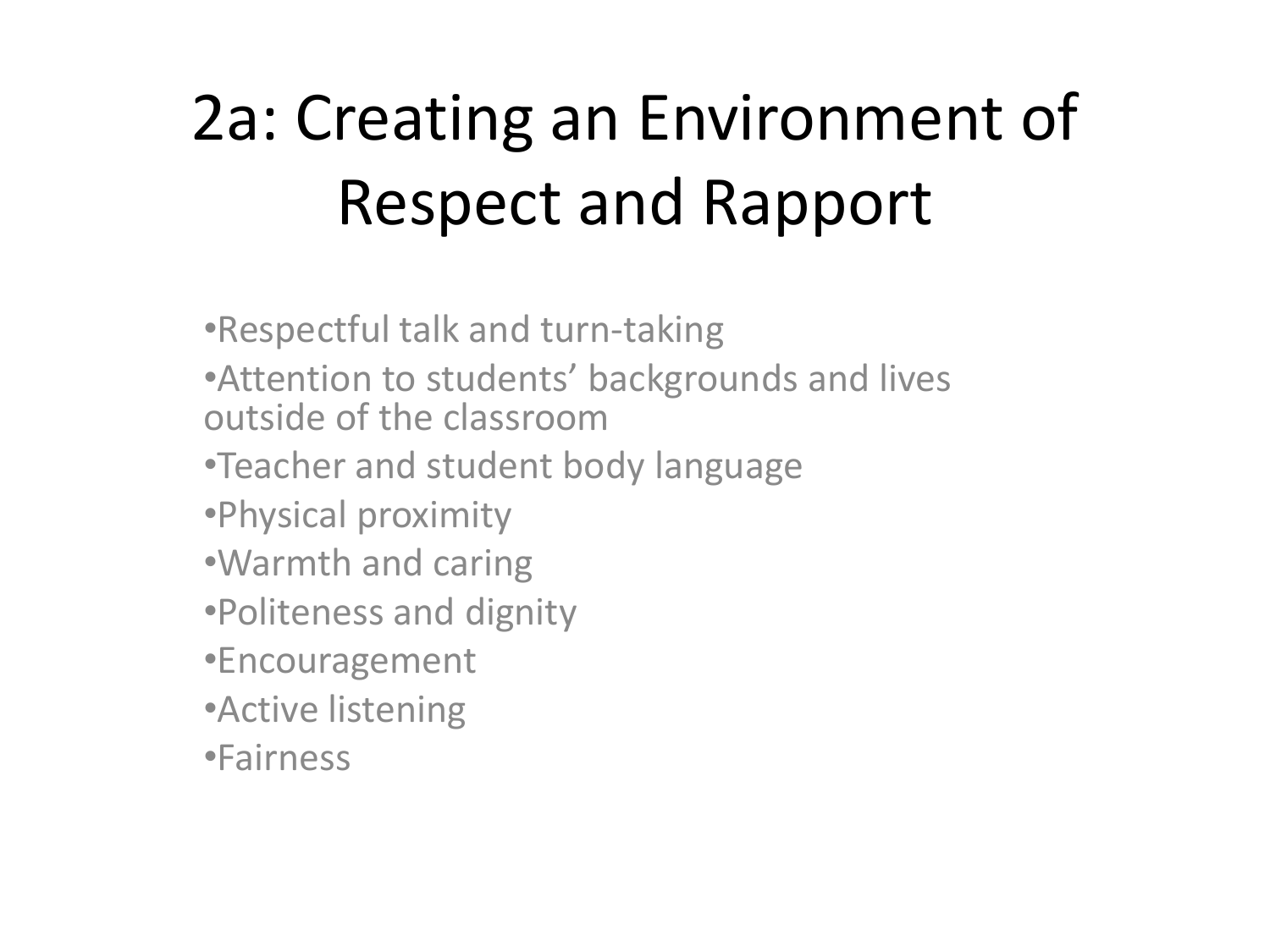# 2a: Creating an Environment of Respect and Rapport

- Respectful talk and turn-taking
- Attention to students' backgrounds and lives outside of the classroom
- Teacher and student body language
- Physical proximity
- Warmth and caring
- Politeness and dignity
- Encouragement
- Active listening
- Fairness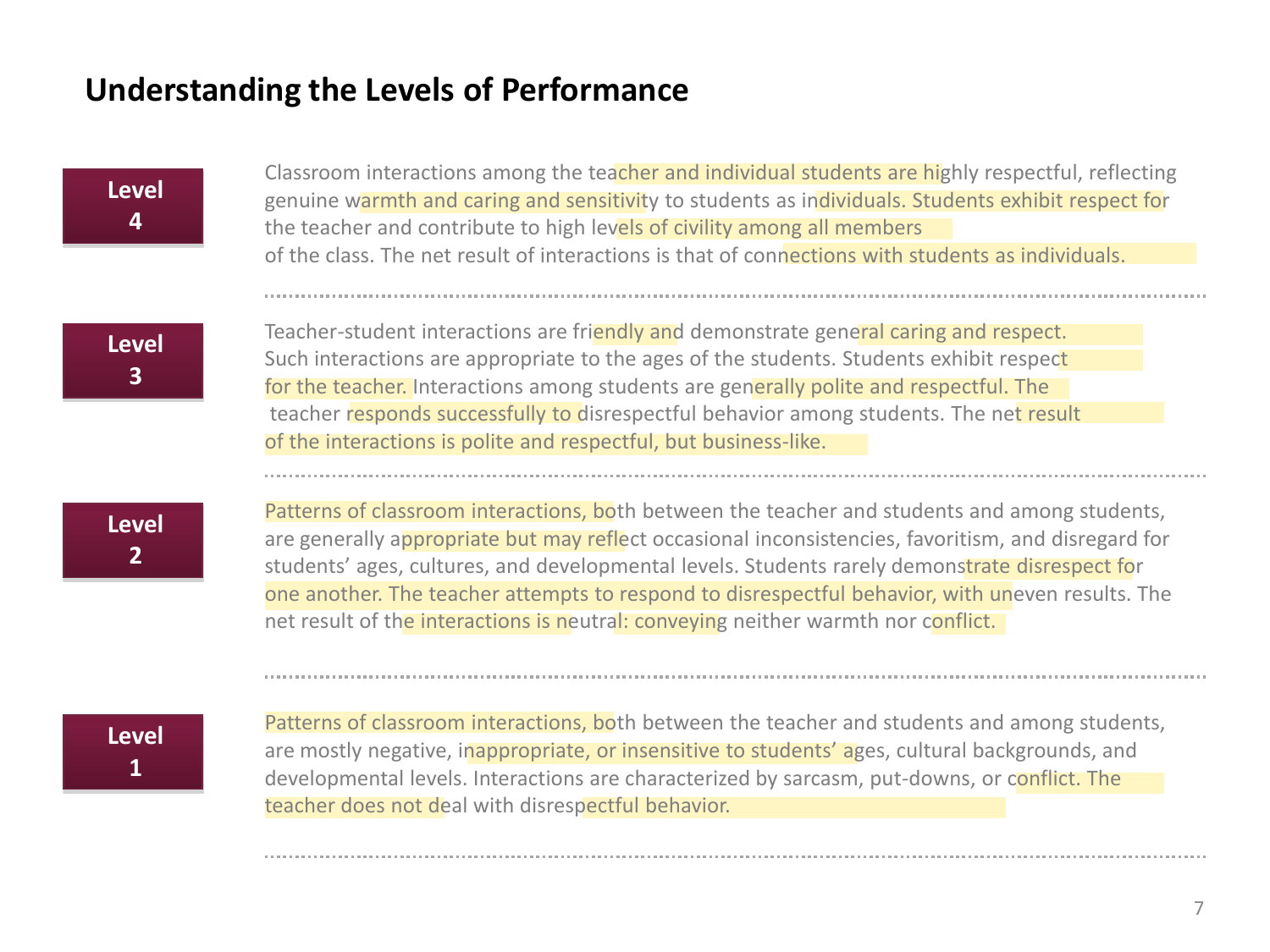# Understanding the Levels of Performance

**Level 4**

Classroom interactions among the teacher and individual students are highly respectful, reflecting genuine warmth and caring and sensitivity to students as individuals. Students exhibit respect for the teacher and contribute to high levels of civility among all members of the class. The net result of interactions is that of connections with students as individuals.

**Level 3**

Teacher-student interactions are friendly and demonstrate general caring and respect. Such interactions are appropriate to the ages of the students. Students exhibit respect for the teacher. Interactions among students are generally polite and respectful. The teacher responds successfully to disrespectful behavior among students. The net result of the interactions is polite and respectful, but business-like.

**Level 2**

Patterns of classroom interactions, both between the teacher and students and among students, are generally appropriate but may reflect occasional inconsistencies, favoritism, and disregard for students' ages, cultures, and developmental levels. Students rarely demonstrate disrespect for one another. The teacher attempts to respond to disrespectful behavior, with uneven results. The net result of the interactions is neutral: conveying neither warmth nor conflict.

**Level 1**

Patterns of classroom interactions, both between the teacher and students and among students, are mostly negative, inappropriate, or insensitive to students' ages, cultural backgrounds, and developmental levels. Interactions are characterized by sarcasm, put-downs, or conflict. The teacher does not deal with disrespectful behavior.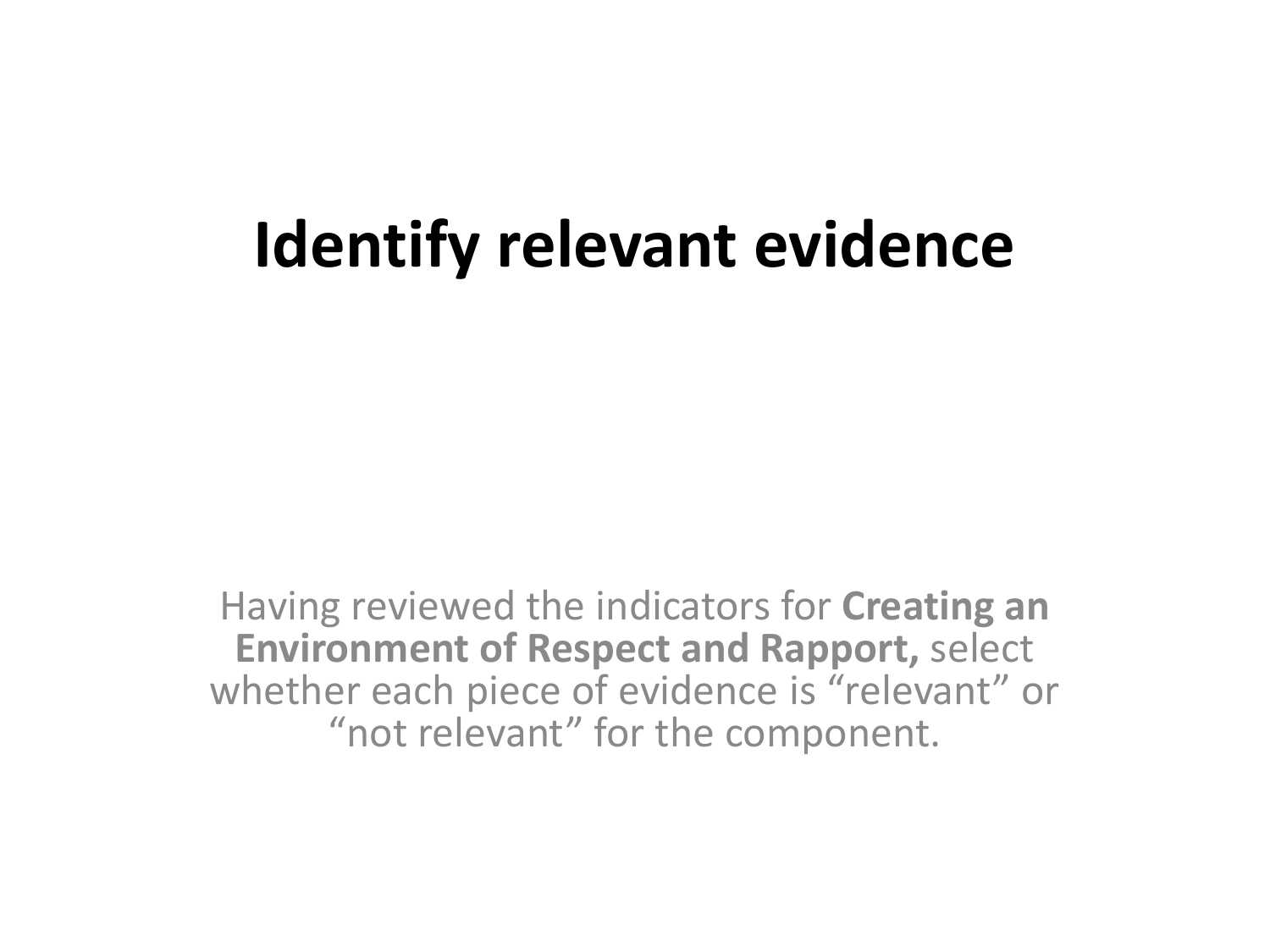# Identify relevant evidence

Having reviewed the indicators for **Creating an Environment of Respect and Rapport,** select whether each piece of evidence is “relevant” or “not relevant” for the component.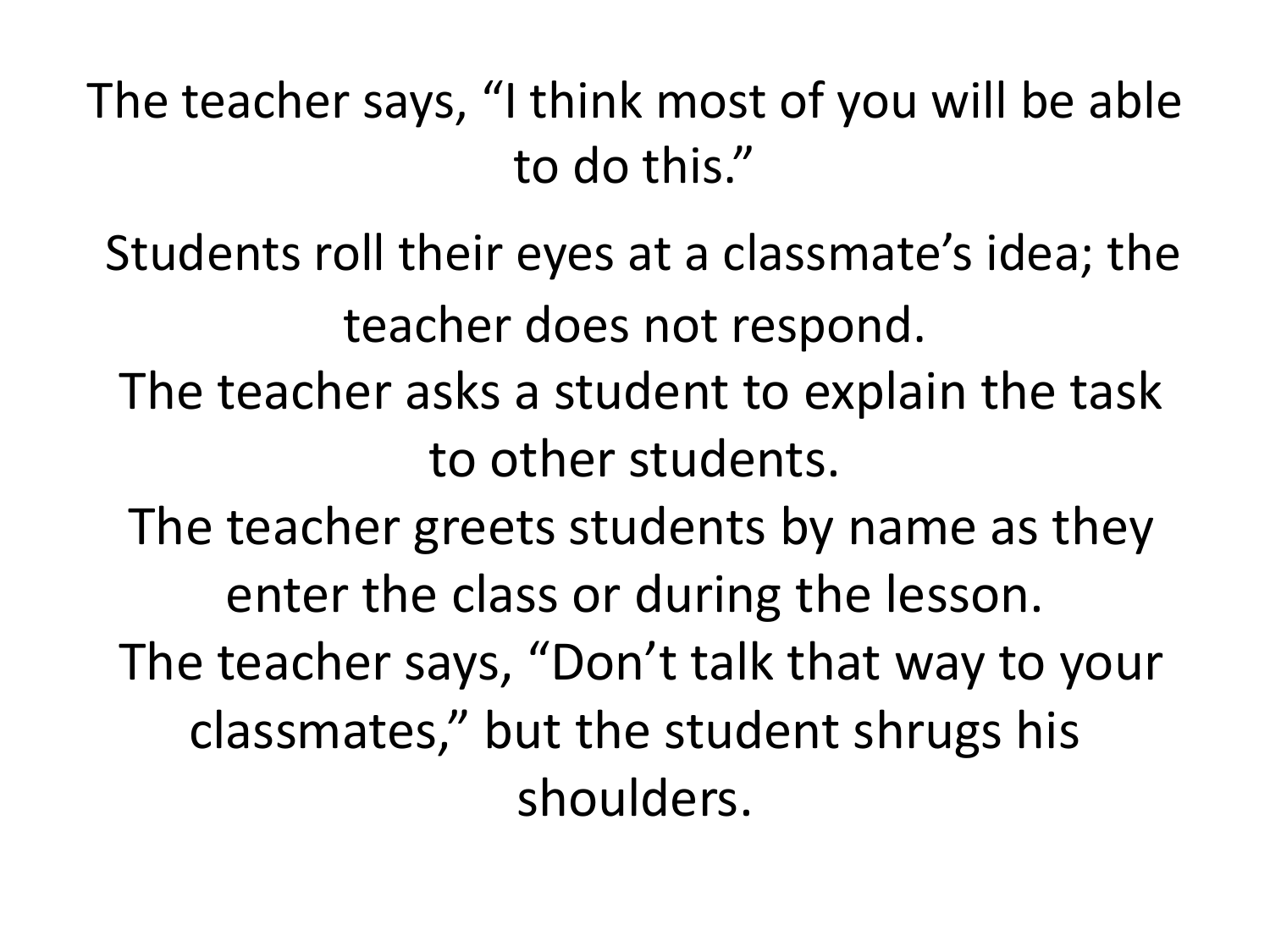The teacher says, “I think most of you will be able to do this.”

Students roll their eyes at a classmate’s idea; the teacher does not respond.

The teacher asks a student to explain the task to other students.

The teacher greets students by name as they enter the class or during the lesson.

The teacher says, “Don’t talk that way to your classmates,” but the student shrugs his shoulders.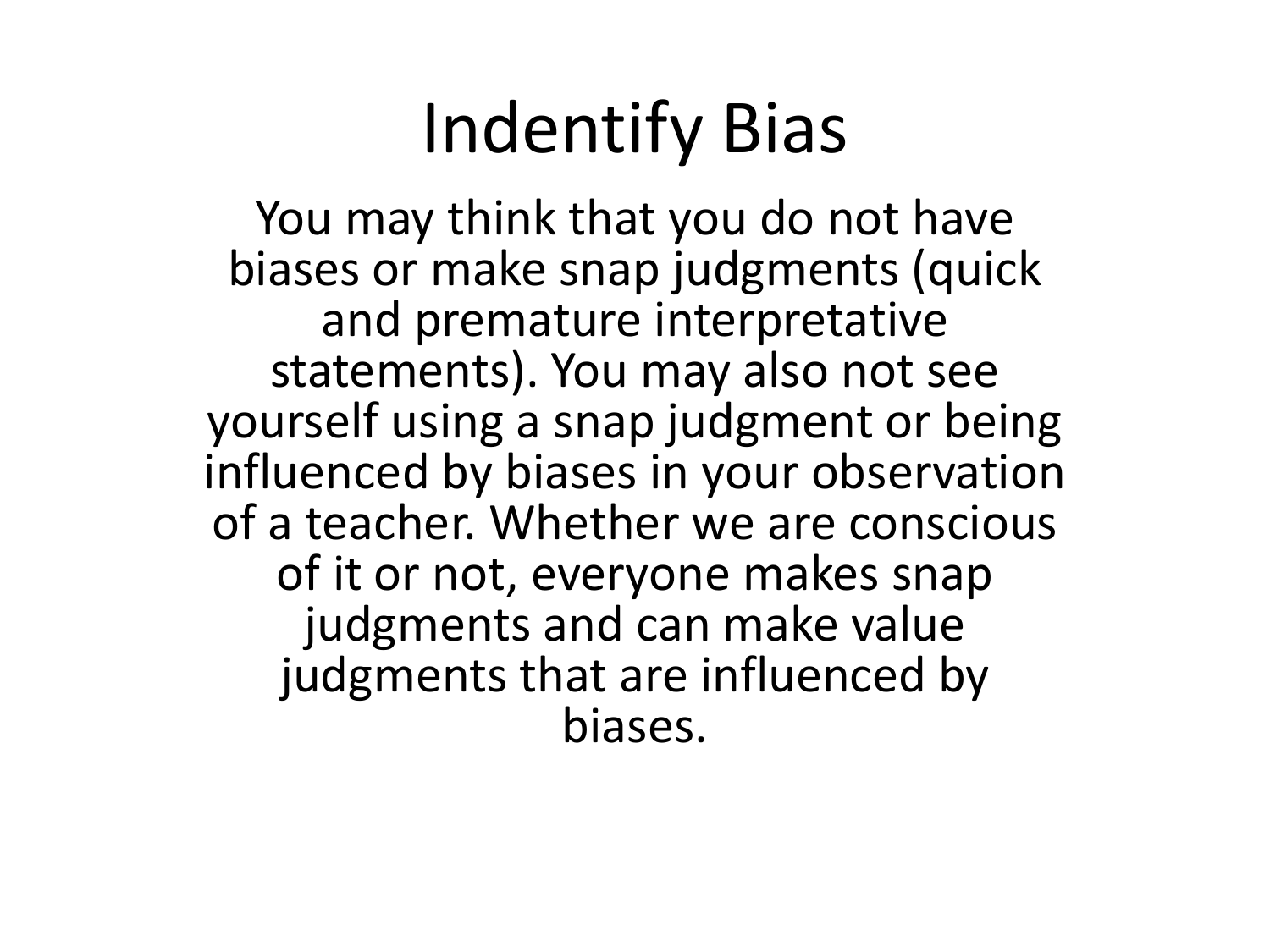# Indentify Bias

You may think that you do not have biases or make snap judgments (quick and premature interpretative statements). You may also not see yourself using a snap judgment or being influenced by biases in your observation of a teacher. Whether we are conscious of it or not, everyone makes snap judgments and can make value judgments that are influenced by biases.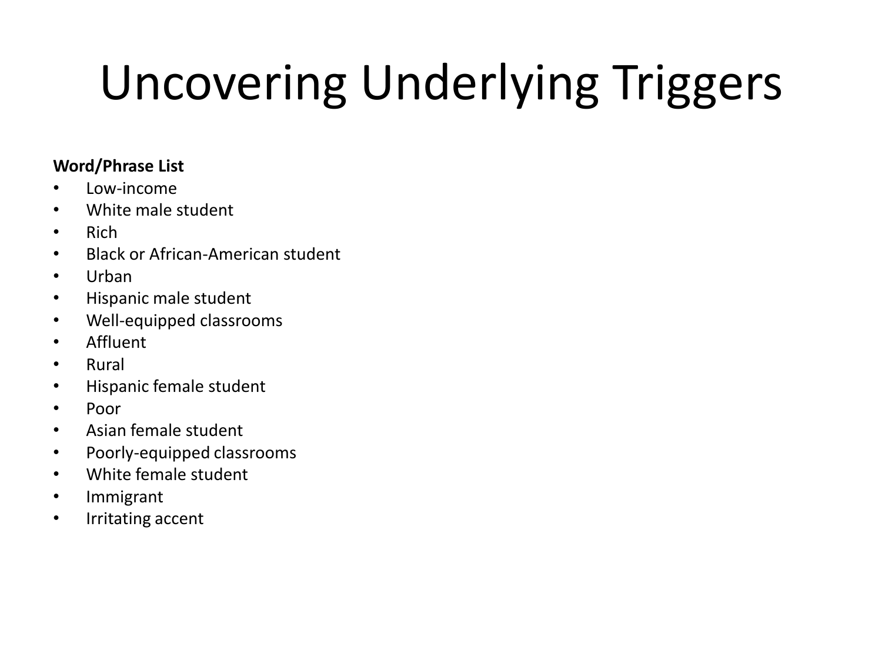# Uncovering Underlying Triggers

**Word/Phrase List**

- Low-income
- White male student
- Rich
- Black or African-American student
- Urban
- Hispanic male student
- Well-equipped classrooms
- Affluent
- Rural
- Hispanic female student
- Poor
- Asian female student
- Poorly-equipped classrooms
- White female student
- Immigrant
- Irritating accent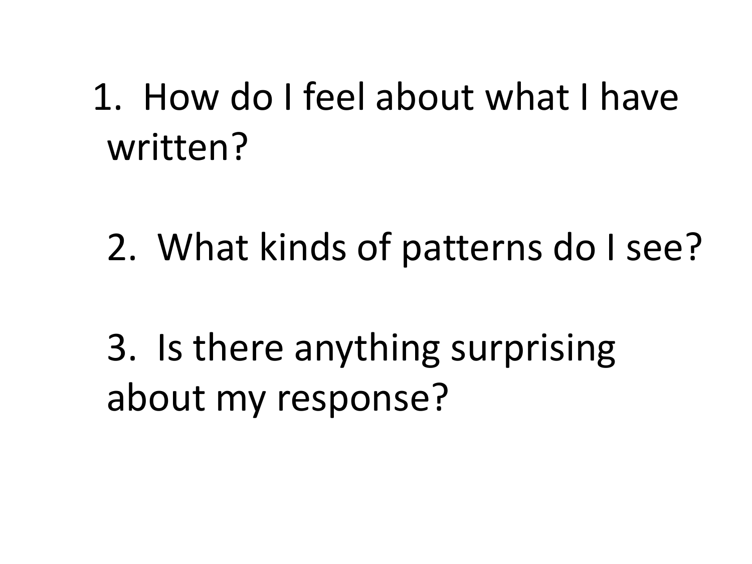1. How do I feel about what I have written?

2. What kinds of patterns do I see?

3. Is there anything surprising about my response?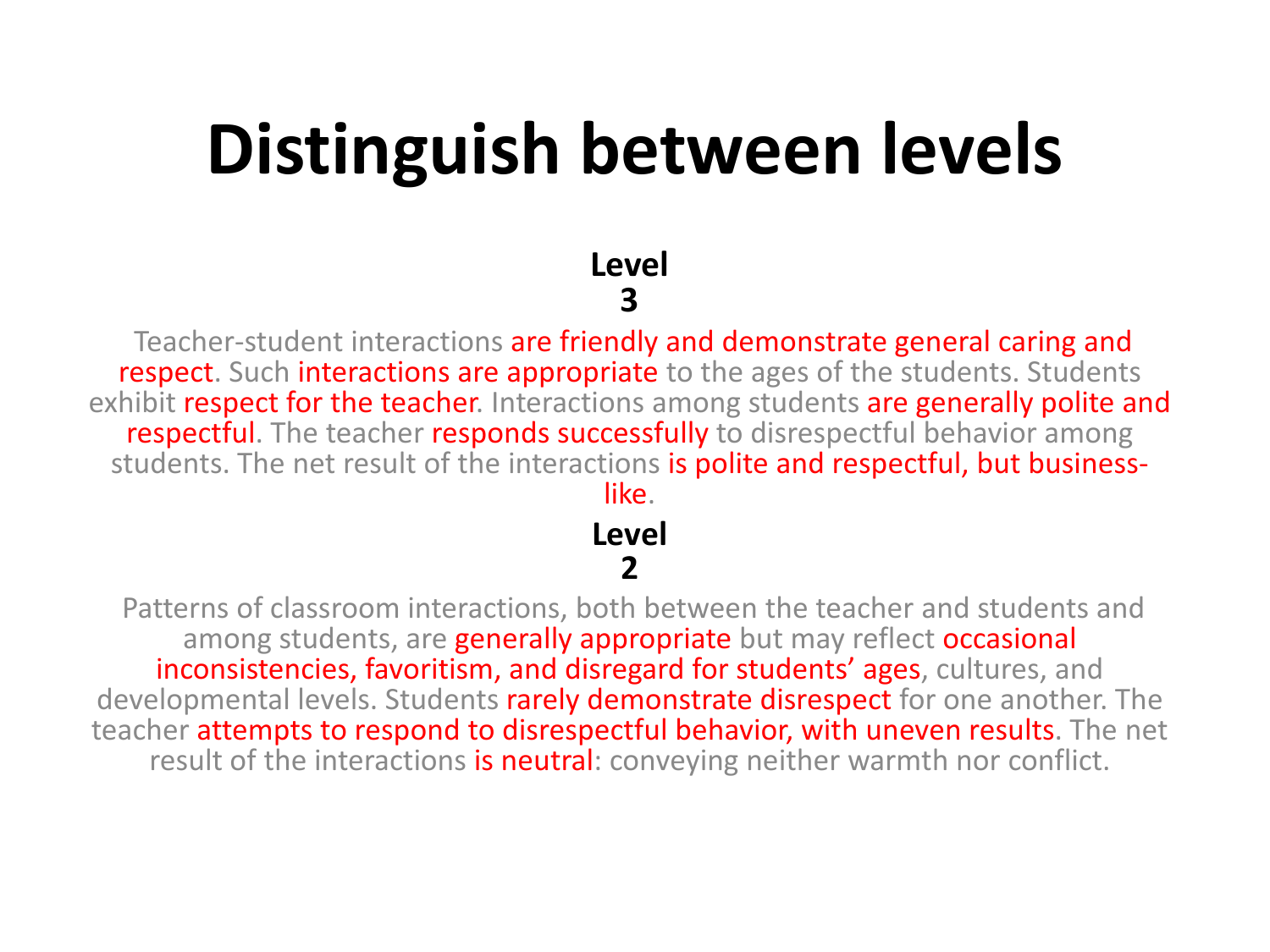# Distinguish between levels

**Level 3**

Teacher-student interactions are friendly and demonstrate general caring and respect. Such interactions are appropriate to the ages of the students. Students exhibit respect for the teacher. Interactions among students are generally polite and respectful. The teacher responds successfully to disrespectful behavior among students. The net result of the interactions is polite and respectful, but business-like.

**Level 2**

Patterns of classroom interactions, both between the teacher and students and among students, are generally appropriate but may reflect occasional inconsistencies, favoritism, and disregard for students' ages, cultures, and developmental levels. Students rarely demonstrate disrespect for one another. The teacher attempts to respond to disrespectful behavior, with uneven results. The net result of the interactions is neutral: conveying neither warmth nor conflict.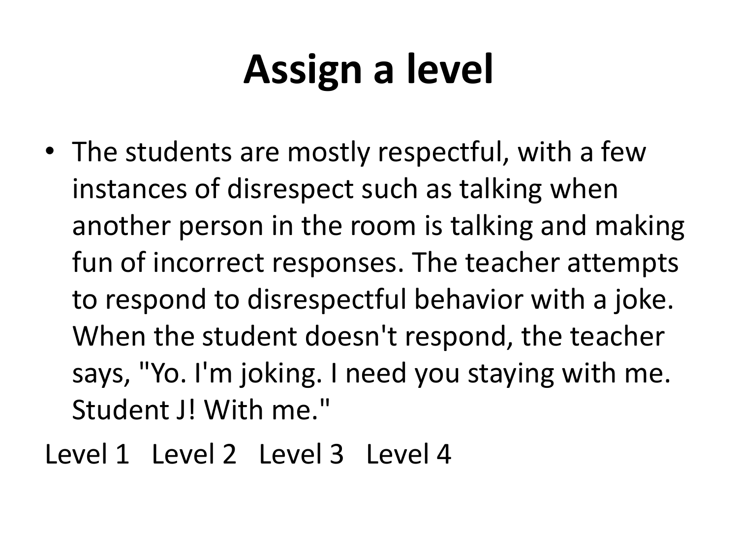# Assign a level

- The students are mostly respectful, with a few instances of disrespect such as talking when another person in the room is talking and making fun of incorrect responses. The teacher attempts to respond to disrespectful behavior with a joke. When the student doesn't respond, the teacher says, "Yo. I'm joking. I need you staying with me. Student J! With me."

Level 1 Level 2 Level 3 Level 4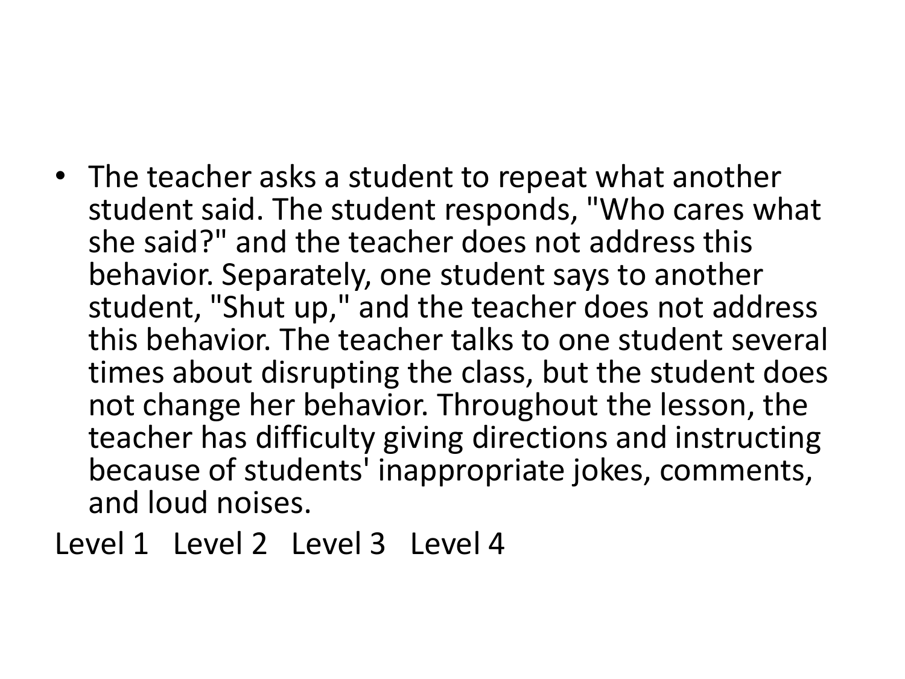- The teacher asks a student to repeat what another student said. The student responds, "Who cares what she said?" and the teacher does not address this behavior. Separately, one student says to another student, "Shut up," and the teacher does not address this behavior. The teacher talks to one student several times about disrupting the class, but the student does not change her behavior. Throughout the lesson, the teacher has difficulty giving directions and instructing because of students' inappropriate jokes, comments, and loud noises.

Level 1   Level 2   Level 3   Level 4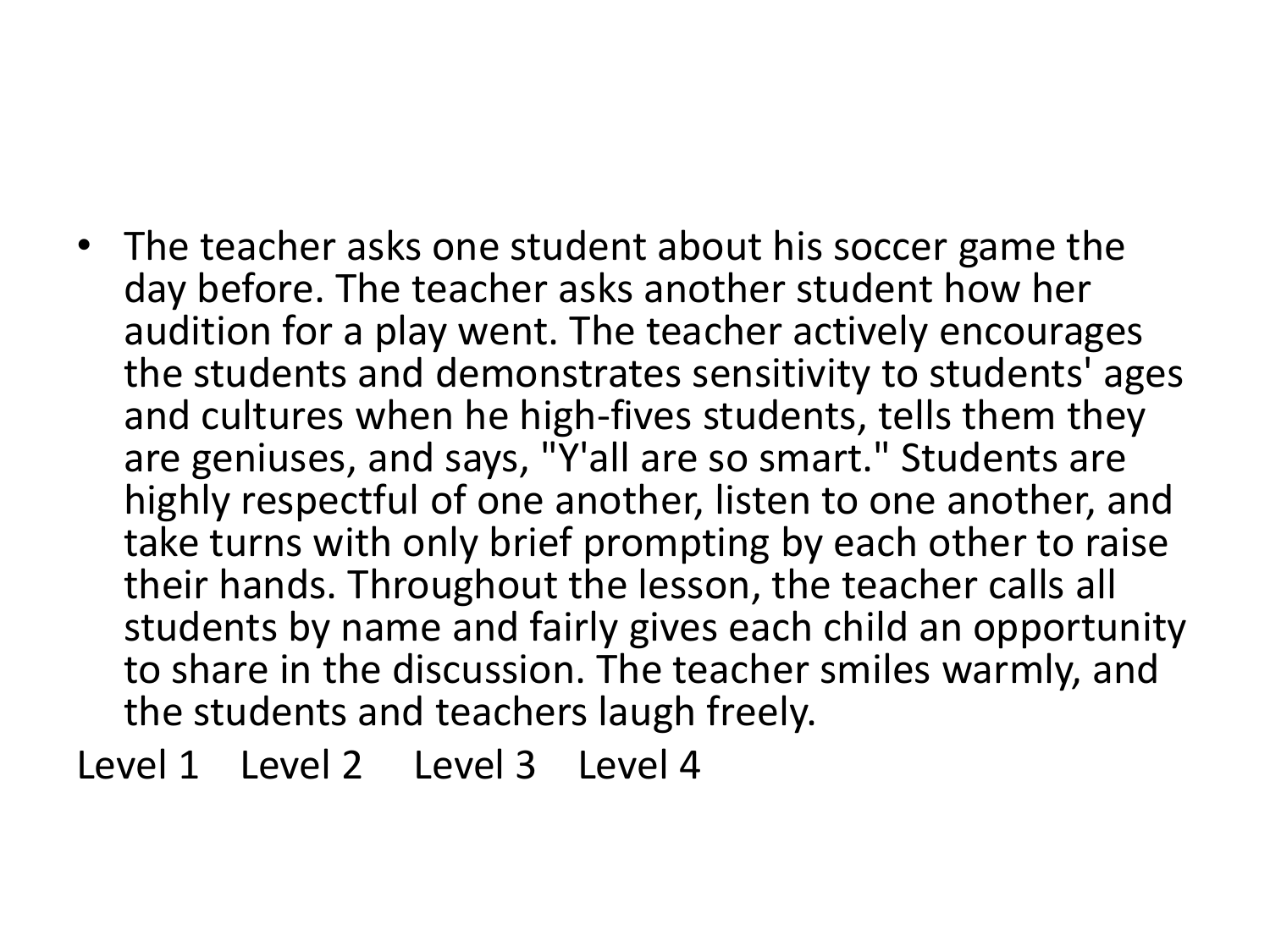- The teacher asks one student about his soccer game the day before. The teacher asks another student how her audition for a play went. The teacher actively encourages the students and demonstrates sensitivity to students' ages and cultures when he high-fives students, tells them they are geniuses, and says, "Y'all are so smart." Students are highly respectful of one another, listen to one another, and take turns with only brief prompting by each other to raise their hands. Throughout the lesson, the teacher calls all students by name and fairly gives each child an opportunity to share in the discussion. The teacher smiles warmly, and the students and teachers laugh freely.

Level 1 Level 2 Level 3 Level 4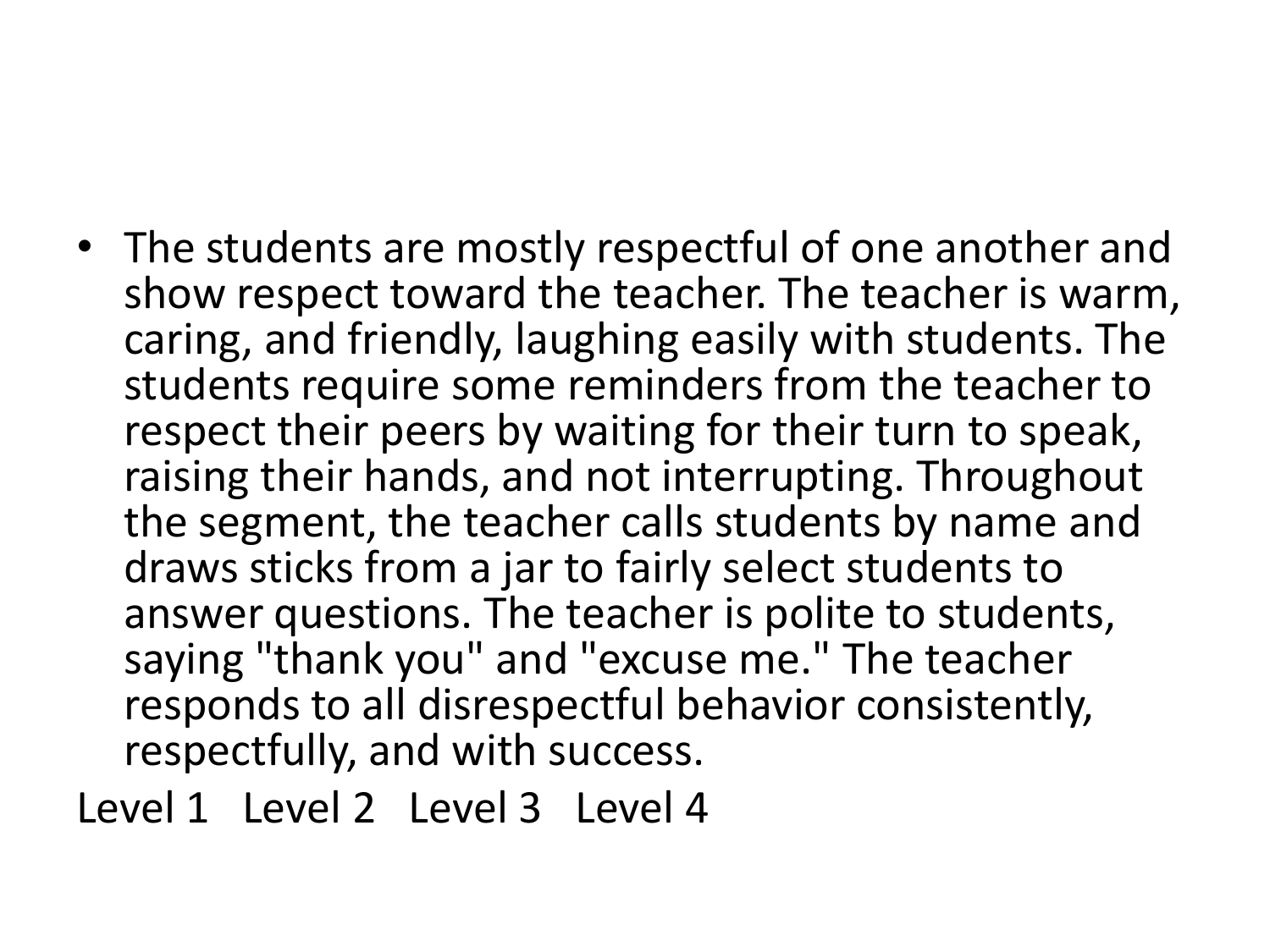- The students are mostly respectful of one another and show respect toward the teacher. The teacher is warm, caring, and friendly, laughing easily with students. The students require some reminders from the teacher to respect their peers by waiting for their turn to speak, raising their hands, and not interrupting. Throughout the segment, the teacher calls students by name and draws sticks from a jar to fairly select students to answer questions. The teacher is polite to students, saying "thank you" and "excuse me." The teacher responds to all disrespectful behavior consistently, respectfully, and with success.

Level 1   Level 2   Level 3   Level 4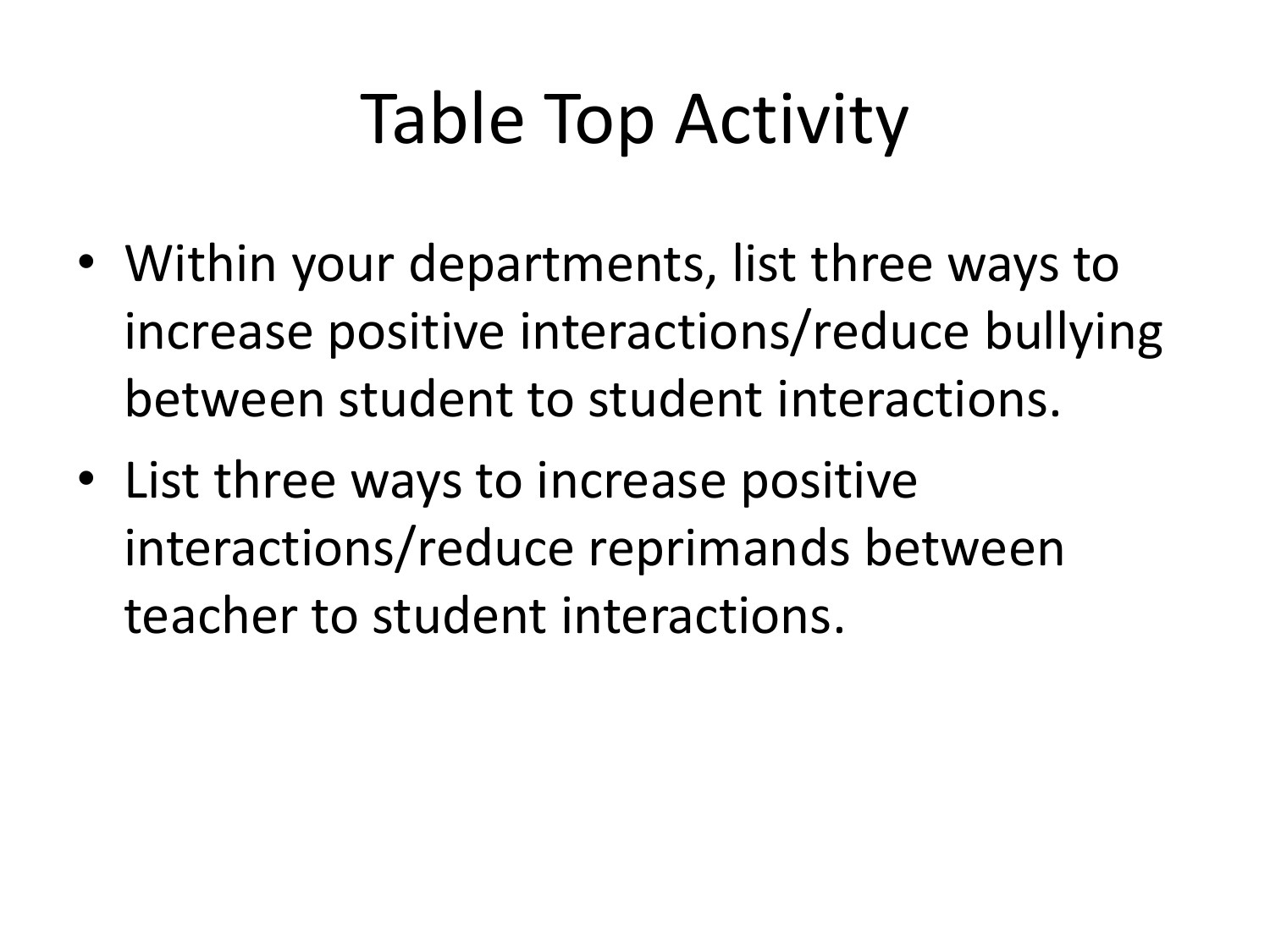# Table Top Activity

- Within your departments, list three ways to increase positive interactions/reduce bullying between student to student interactions.
- List three ways to increase positive interactions/reduce reprimands between teacher to student interactions.